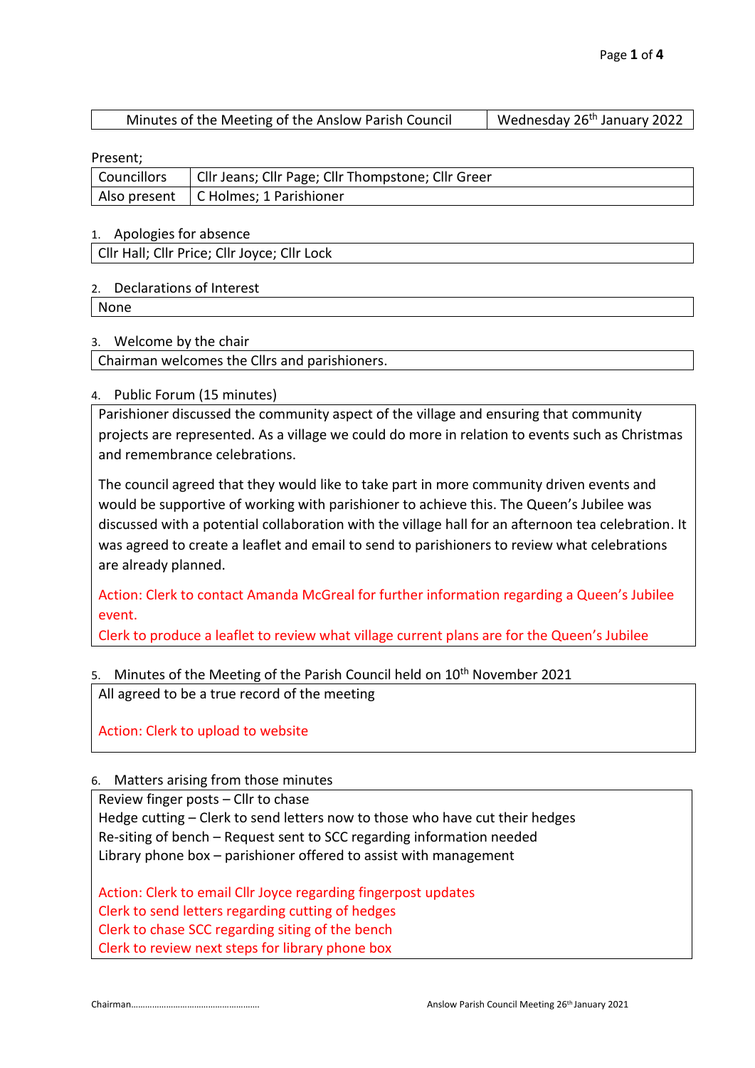| Minutes of the Meeting of the Anslow Parish Council | Wednesday 26th January 2022 |
| --- | --- |

Present;

| Councillors | Cllr Jeans; Cllr Page; Cllr Thompstone; Cllr Greer |
| --- | --- |
| Also present | C Holmes; 1 Parishioner |

1. Apologies for absence

Cllr Hall; Cllr Price; Cllr Joyce; Cllr Lock

2. Declarations of Interest

None

3. Welcome by the chair

Chairman welcomes the Cllrs and parishioners.

4. Public Forum (15 minutes)

Parishioner discussed the community aspect of the village and ensuring that community projects are represented. As a village we could do more in relation to events such as Christmas and remembrance celebrations.

The council agreed that they would like to take part in more community driven events and would be supportive of working with parishioner to achieve this. The Queen's Jubilee was discussed with a potential collaboration with the village hall for an afternoon tea celebration. It was agreed to create a leaflet and email to send to parishioners to review what celebrations are already planned.

Action: Clerk to contact Amanda McGreal for further information regarding a Queen's Jubilee event.
Clerk to produce a leaflet to review what village current plans are for the Queen's Jubilee

5. Minutes of the Meeting of the Parish Council held on 10th November 2021

All agreed to be a true record of the meeting

Action: Clerk to upload to website

6. Matters arising from those minutes

Review finger posts – Cllr to chase
Hedge cutting – Clerk to send letters now to those who have cut their hedges
Re-siting of bench – Request sent to SCC regarding information needed
Library phone box – parishioner offered to assist with management

Action: Clerk to email Cllr Joyce regarding fingerpost updates
Clerk to send letters regarding cutting of hedges
Clerk to chase SCC regarding siting of the bench
Clerk to review next steps for library phone box

Chairman……………………………………………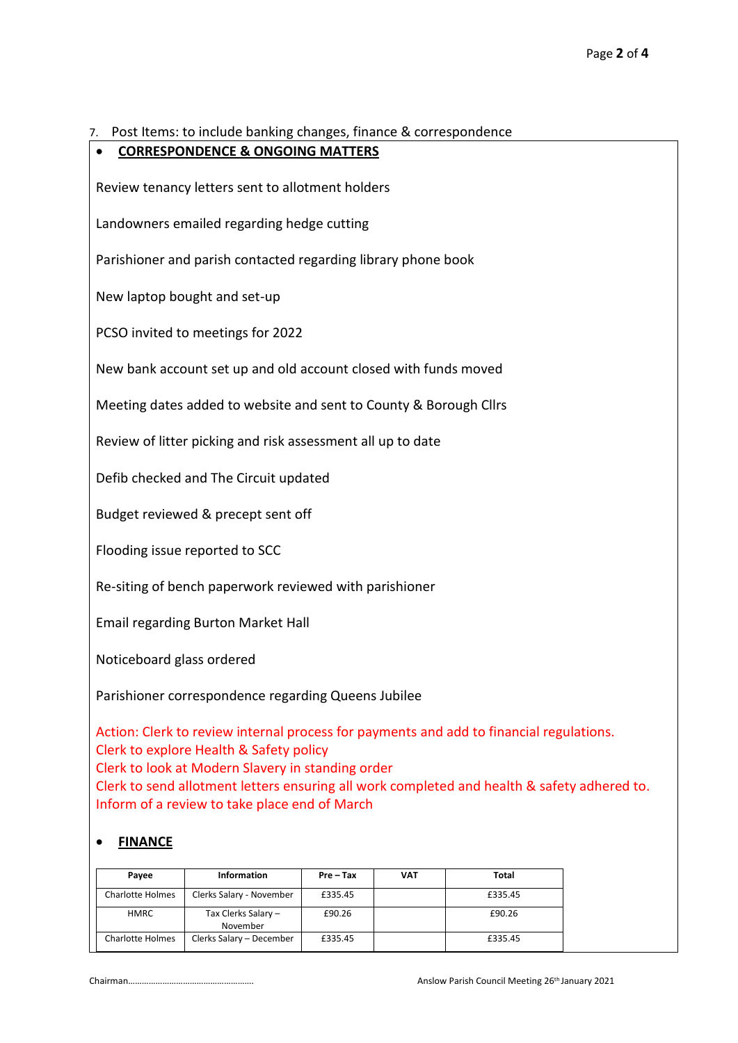7. Post Items: to include banking changes, finance & correspondence

- **CORRESPONDENCE & ONGOING MATTERS**

Review tenancy letters sent to allotment holders

Landowners emailed regarding hedge cutting

Parishioner and parish contacted regarding library phone book

New laptop bought and set-up

PCSO invited to meetings for 2022

New bank account set up and old account closed with funds moved

Meeting dates added to website and sent to County & Borough Cllrs

Review of litter picking and risk assessment all up to date

Defib checked and The Circuit updated

Budget reviewed & precept sent off

Flooding issue reported to SCC

Re-siting of bench paperwork reviewed with parishioner

Email regarding Burton Market Hall

Noticeboard glass ordered

Parishioner correspondence regarding Queens Jubilee

Action: Clerk to review internal process for payments and add to financial regulations.
Clerk to explore Health & Safety policy
Clerk to look at Modern Slavery in standing order
Clerk to send allotment letters ensuring all work completed and health & safety adhered to.
Inform of a review to take place end of March

- **FINANCE**

| Payee | Information | Pre – Tax | VAT | Total |
|---|---|---|---|---|
| Charlotte Holmes | Clerks Salary - November | £335.45 | | £335.45 |
| HMRC | Tax Clerks Salary – November | £90.26 | | £90.26 |
| Charlotte Holmes | Clerks Salary – December | £335.45 | | £335.45 |

Chairman………………………………………………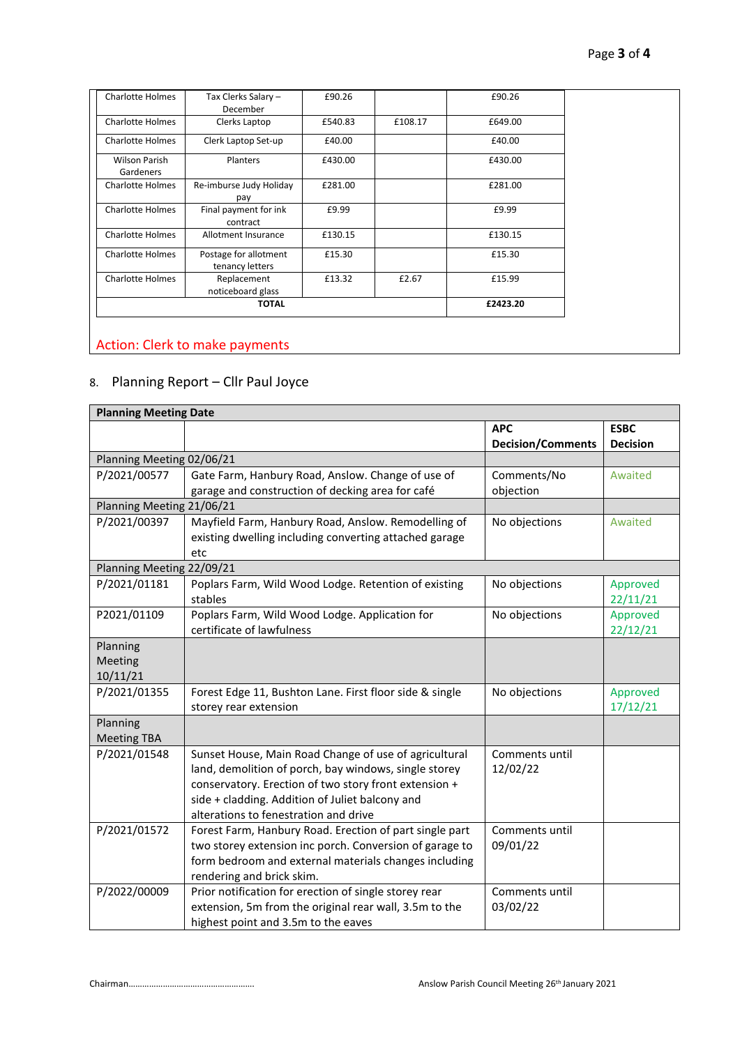| | | | | |
|---|---|---|---|---|
| Charlotte Holmes | Tax Clerks Salary – December | £90.26 | | £90.26 |
| Charlotte Holmes | Clerks Laptop | £540.83 | £108.17 | £649.00 |
| Charlotte Holmes | Clerk Laptop Set-up | £40.00 | | £40.00 |
| Wilson Parish Gardeners | Planters | £430.00 | | £430.00 |
| Charlotte Holmes | Re-imburse Judy Holiday pay | £281.00 | | £281.00 |
| Charlotte Holmes | Final payment for ink contract | £9.99 | | £9.99 |
| Charlotte Holmes | Allotment Insurance | £130.15 | | £130.15 |
| Charlotte Holmes | Postage for allotment tenancy letters | £15.30 | | £15.30 |
| Charlotte Holmes | Replacement noticeboard glass | £13.32 | £2.67 | £15.99 |
| **TOTAL** | | | | **£2423.20** |

Action: Clerk to make payments

## 8. Planning Report – Cllr Paul Joyce

| **Planning Meeting Date** | | | |
|---|---|---|---|
| | | **APC Decision/Comments** | **ESBC Decision** |
| Planning Meeting 02/06/21 | | | |
| P/2021/00577 | Gate Farm, Hanbury Road, Anslow. Change of use of garage and construction of decking area for café | Comments/No objection | Awaited |
| Planning Meeting 21/06/21 | | | |
| P/2021/00397 | Mayfield Farm, Hanbury Road, Anslow. Remodelling of existing dwelling including converting attached garage etc | No objections | Awaited |
| Planning Meeting 22/09/21 | | | |
| P/2021/01181 | Poplars Farm, Wild Wood Lodge. Retention of existing stables | No objections | Approved 22/11/21 |
| P2021/01109 | Poplars Farm, Wild Wood Lodge. Application for certificate of lawfulness | No objections | Approved 22/12/21 |
| Planning Meeting 10/11/21 | | | |
| P/2021/01355 | Forest Edge 11, Bushton Lane. First floor side & single storey rear extension | No objections | Approved 17/12/21 |
| Planning Meeting TBA | | | |
| P/2021/01548 | Sunset House, Main Road Change of use of agricultural land, demolition of porch, bay windows, single storey conservatory. Erection of two story front extension + side + cladding. Addition of Juliet balcony and alterations to fenestration and drive | Comments until 12/02/22 | |
| P/2021/01572 | Forest Farm, Hanbury Road. Erection of part single part two storey extension inc porch. Conversion of garage to form bedroom and external materials changes including rendering and brick skim. | Comments until 09/01/22 | |
| P/2022/00009 | Prior notification for erection of single storey rear extension, 5m from the original rear wall, 3.5m to the highest point and 3.5m to the eaves | Comments until 03/02/22 | |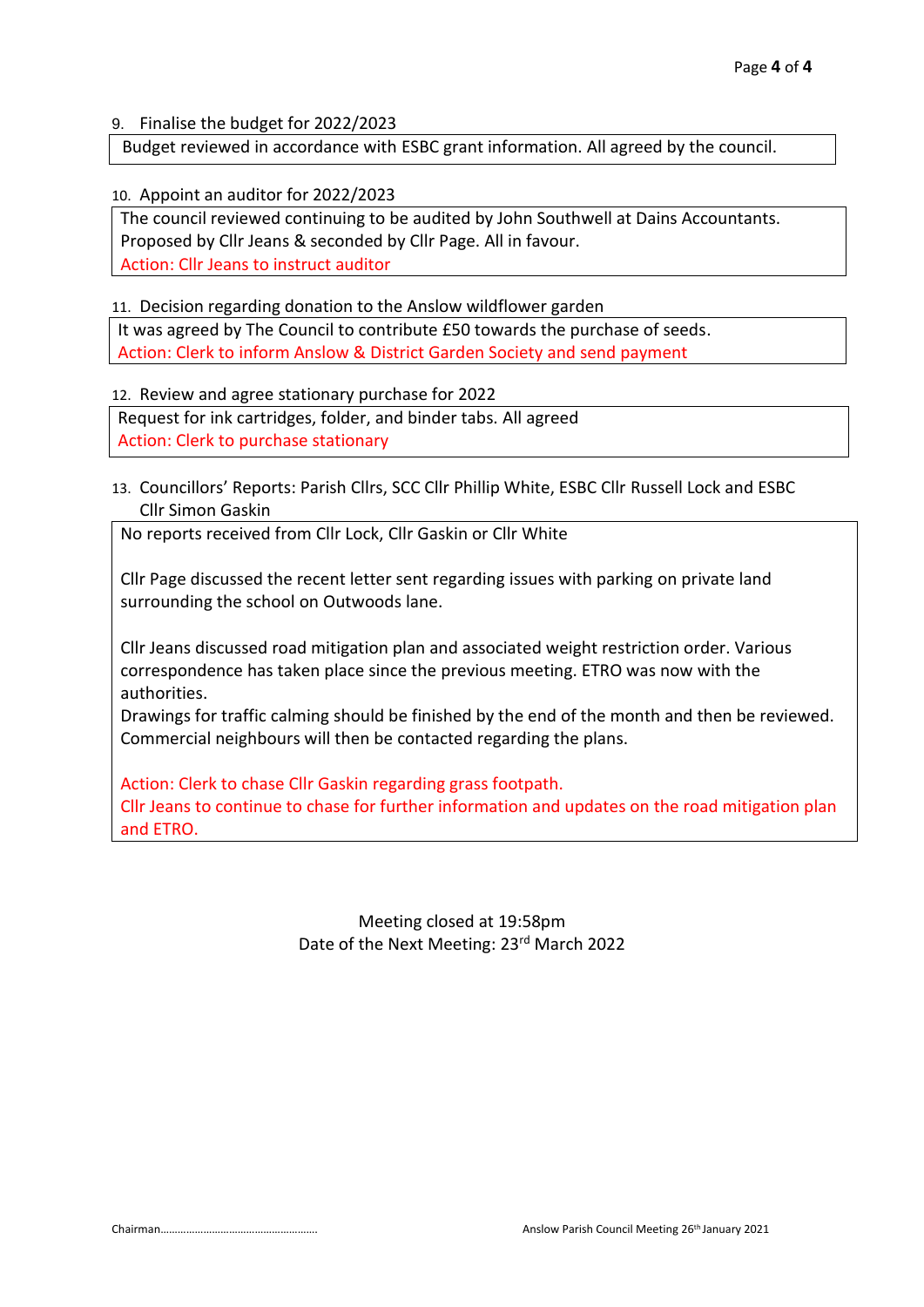9. Finalise the budget for 2022/2023

Budget reviewed in accordance with ESBC grant information. All agreed by the council.

10. Appoint an auditor for 2022/2023

The council reviewed continuing to be audited by John Southwell at Dains Accountants. Proposed by Cllr Jeans & seconded by Cllr Page. All in favour.
Action: Cllr Jeans to instruct auditor

11. Decision regarding donation to the Anslow wildflower garden

It was agreed by The Council to contribute £50 towards the purchase of seeds.
Action: Clerk to inform Anslow & District Garden Society and send payment

12. Review and agree stationary purchase for 2022

Request for ink cartridges, folder, and binder tabs. All agreed
Action: Clerk to purchase stationary

13. Councillors' Reports: Parish Cllrs, SCC Cllr Phillip White, ESBC Cllr Russell Lock and ESBC Cllr Simon Gaskin

No reports received from Cllr Lock, Cllr Gaskin or Cllr White

Cllr Page discussed the recent letter sent regarding issues with parking on private land surrounding the school on Outwoods lane.

Cllr Jeans discussed road mitigation plan and associated weight restriction order. Various correspondence has taken place since the previous meeting. ETRO was now with the authorities.
Drawings for traffic calming should be finished by the end of the month and then be reviewed. Commercial neighbours will then be contacted regarding the plans.

Action: Clerk to chase Cllr Gaskin regarding grass footpath.
Cllr Jeans to continue to chase for further information and updates on the road mitigation plan and ETRO.

Meeting closed at 19:58pm
Date of the Next Meeting: 23rd March 2022

Chairman……………………………………………… Anslow Parish Council Meeting 26th January 2021